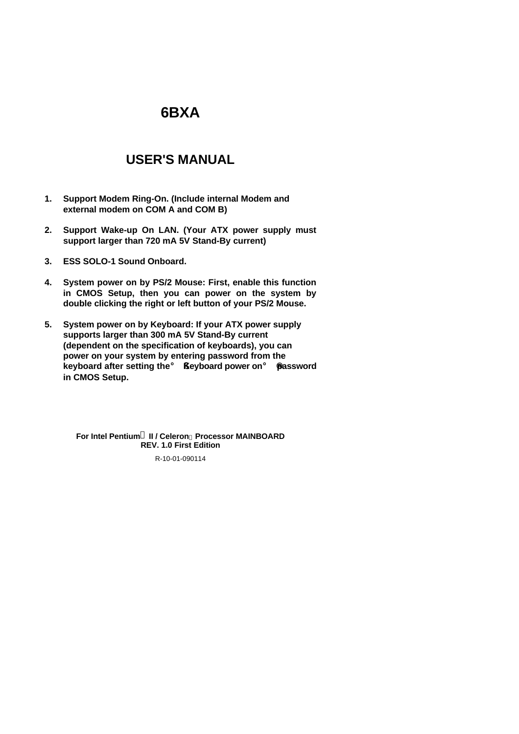# 6BXA

## USER'S MANUAL

1. **Support Modem Ring-On. (Include internal Modem and external modem on COM A and COM B)**

2. **Support Wake-up On LAN. (Your ATX power supply must support larger than 720 mA 5V Stand-By current)**

3. **ESS SOLO-1 Sound Onboard.**

4. **System power on by PS/2 Mouse: First, enable this function in CMOS Setup, then you can power on the system by double clicking the right or left button of your PS/2 Mouse.**

5. **System power on by Keyboard: If your ATX power supply supports larger than 300 mA 5V Stand-By current (dependent on the specification of keyboards), you can power on your system by entering password from the keyboard after setting the "Keyboard power on" password in CMOS Setup.**

**For Intel Pentium® II / Celeron™ Processor MAINBOARD**
**REV. 1.0 First Edition**

R-10-01-090114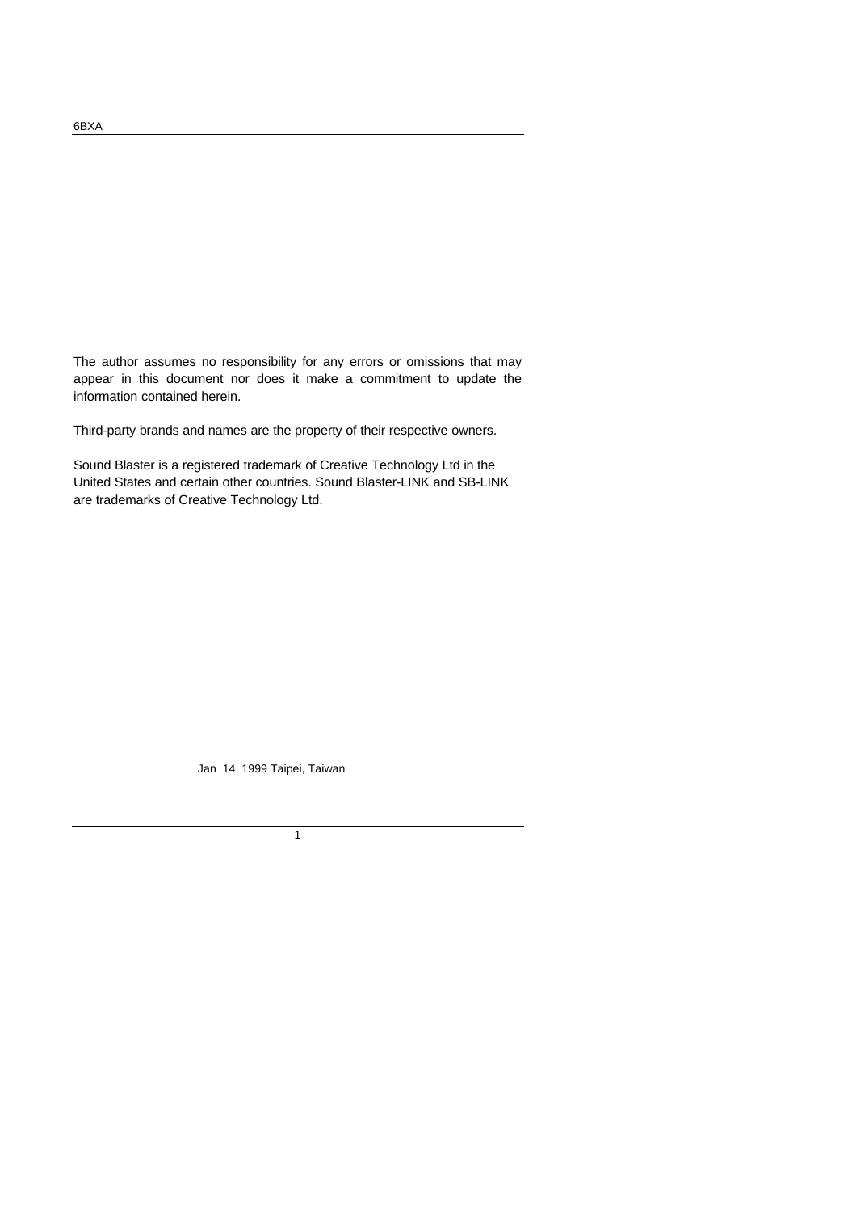The author assumes no responsibility for any errors or omissions that may appear in this document nor does it make a commitment to update the information contained herein.

Third-party brands and names are the property of their respective owners.

Sound Blaster is a registered trademark of Creative Technology Ltd in the United States and certain other countries. Sound Blaster-LINK and SB-LINK are trademarks of Creative Technology Ltd.

Jan 14, 1999 Taipei, Taiwan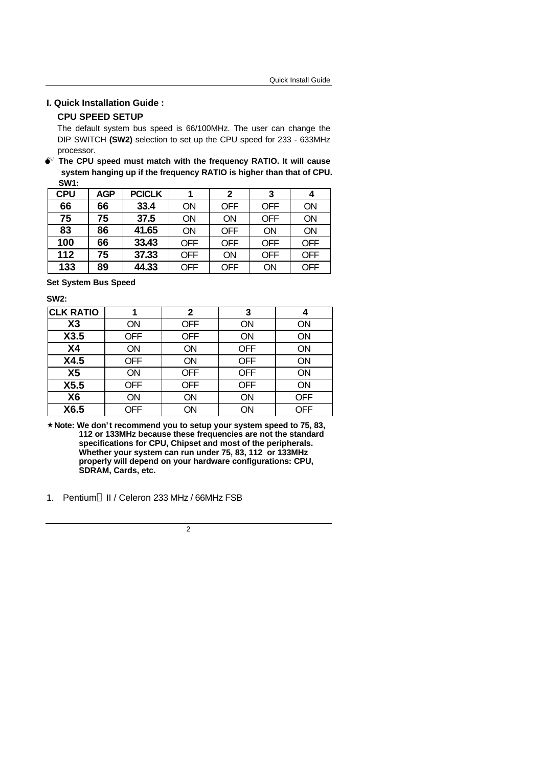# I. Quick Installation Guide :

## CPU SPEED SETUP

The default system bus speed is 66/100MHz. The user can change the DIP SWITCH **(SW2)** selection to set up the CPU speed for 233 - 633MHz processor.

**The CPU speed must match with the frequency RATIO. It will cause system hanging up if the frequency RATIO is higher than that of CPU.**

**SW1:**

| CPU | AGP | PCICLK | 1 | 2 | 3 | 4 |
|---|---|---|---|---|---|---|
| **66** | **66** | **33.4** | ON | OFF | OFF | ON |
| **75** | **75** | **37.5** | ON | ON | OFF | ON |
| **83** | **86** | **41.65** | ON | OFF | ON | ON |
| **100** | **66** | **33.43** | OFF | OFF | OFF | OFF |
| **112** | **75** | **37.33** | OFF | ON | OFF | OFF |
| **133** | **89** | **44.33** | OFF | OFF | ON | OFF |

**Set System Bus Speed**

**SW2:**

| CLK RATIO | 1 | 2 | 3 | 4 |
|---|---|---|---|---|
| **X3** | ON | OFF | ON | ON |
| **X3.5** | OFF | OFF | ON | ON |
| **X4** | ON | ON | OFF | ON |
| **X4.5** | OFF | ON | OFF | ON |
| **X5** | ON | OFF | OFF | ON |
| **X5.5** | OFF | OFF | OFF | ON |
| **X6** | ON | ON | ON | OFF |
| **X6.5** | OFF | ON | ON | OFF |

★**Note: We don't recommend you to setup your system speed to 75, 83, 112 or 133MHz because these frequencies are not the standard specifications for CPU, Chipset and most of the peripherals. Whether your system can run under 75, 83, 112 or 133MHz properly will depend on your hardware configurations: CPU, SDRAM, Cards, etc.**

1. Pentium® II / Celeron 233 MHz / 66MHz FSB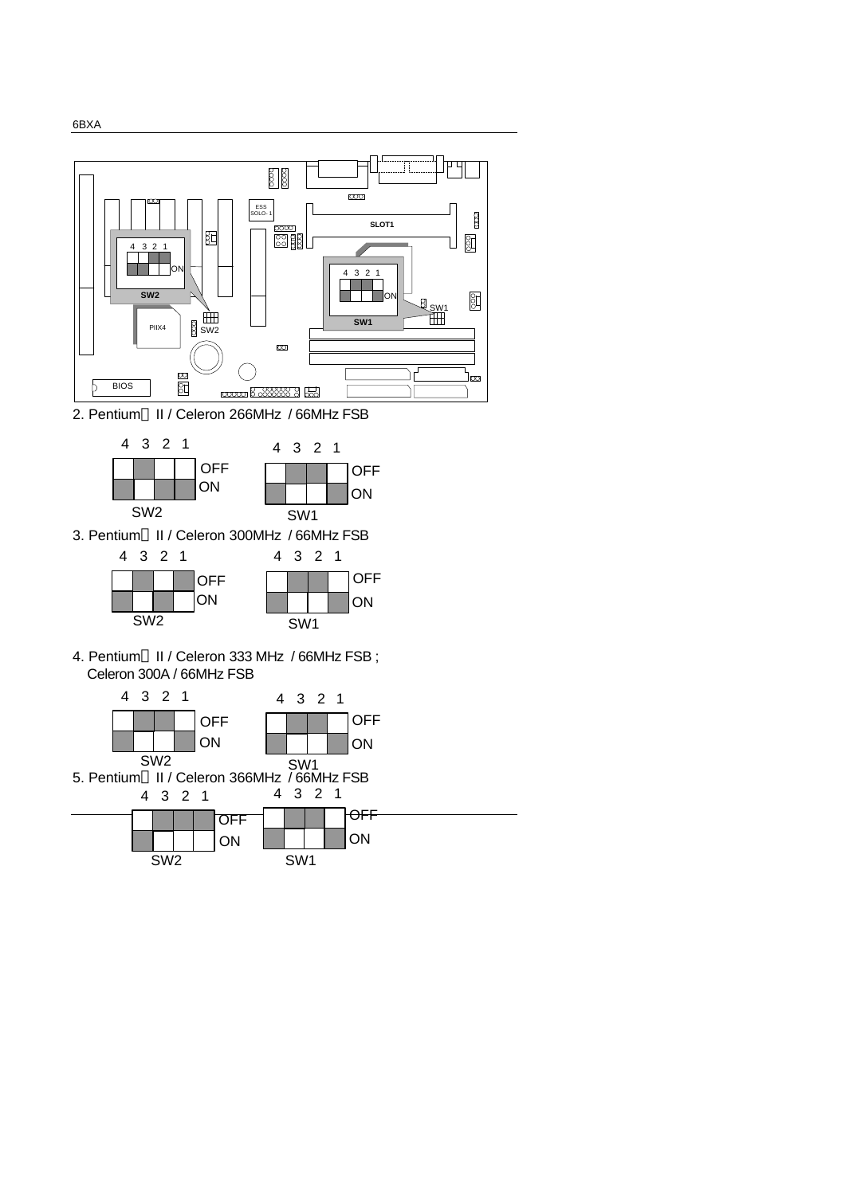2. Pentium II / Celeron 266MHz / 66MHz FSB

SW2

| | 4 | 3 | 2 | 1 |
|---|---|---|---|---|
| OFF | | ■ | | |
| ON | ■ | | ■ | ■ |

SW1

| | 4 | 3 | 2 | 1 |
|---|---|---|---|---|
| OFF | | ■ | ■ | |
| ON | ■ | | | ■ |

3. Pentium II / Celeron 300MHz / 66MHz FSB

SW2

| | 4 | 3 | 2 | 1 |
|---|---|---|---|---|
| OFF | | ■ | | ■ |
| ON | ■ | | ■ | |

SW1

| | 4 | 3 | 2 | 1 |
|---|---|---|---|---|
| OFF | | ■ | ■ | |
| ON | ■ | | | ■ |

4. Pentium II / Celeron 333 MHz / 66MHz FSB ;
Celeron 300A / 66MHz FSB

SW2

| | 4 | 3 | 2 | 1 |
|---|---|---|---|---|
| OFF | | ■ | ■ | |
| ON | ■ | | | ■ |

SW1

| | 4 | 3 | 2 | 1 |
|---|---|---|---|---|
| OFF | | ■ | ■ | |
| ON | ■ | | | ■ |

5. Pentium II / Celeron 366MHz / 66MHz FSB

SW2

| | 4 | 3 | 2 | 1 |
|---|---|---|---|---|
| OFF | | ■ | ■ | ■ |
| ON | ■ | | | |

SW1

| | 4 | 3 | 2 | 1 |
|---|---|---|---|---|
| OFF | | ■ | ■ | |
| ON | ■ | | | ■ |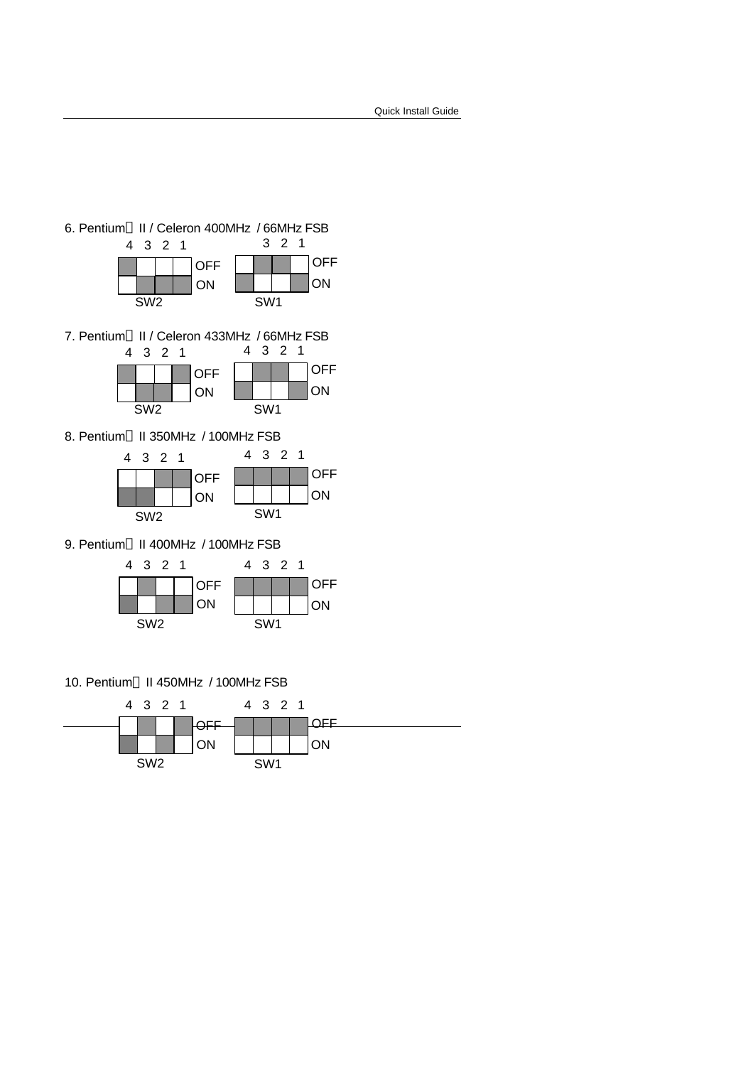6. Pentium® II / Celeron 400MHz / 66MHz FSB

| Switch | 4 | 3 | 2 | 1 |
|---|---|---|---|---|
| SW2 | OFF | ON | ON | ON |
| SW1 | ON | OFF | OFF | ON |

7. Pentium® II / Celeron 433MHz / 66MHz FSB

| Switch | 4 | 3 | 2 | 1 |
|---|---|---|---|---|
| SW2 | OFF | ON | ON | OFF |
| SW1 | ON | OFF | OFF | ON |

8. Pentium® II 350MHz / 100MHz FSB

| Switch | 4 | 3 | 2 | 1 |
|---|---|---|---|---|
| SW2 | ON | ON | OFF | OFF |
| SW1 | OFF | OFF | OFF | OFF |

9. Pentium® II 400MHz / 100MHz FSB

| Switch | 4 | 3 | 2 | 1 |
|---|---|---|---|---|
| SW2 | ON | OFF | ON | ON |
| SW1 | OFF | OFF | OFF | OFF |

10. Pentium® II 450MHz / 100MHz FSB

| Switch | 4 | 3 | 2 | 1 |
|---|---|---|---|---|
| SW2 | ON | OFF | ON | OFF |
| SW1 | OFF | OFF | OFF | OFF |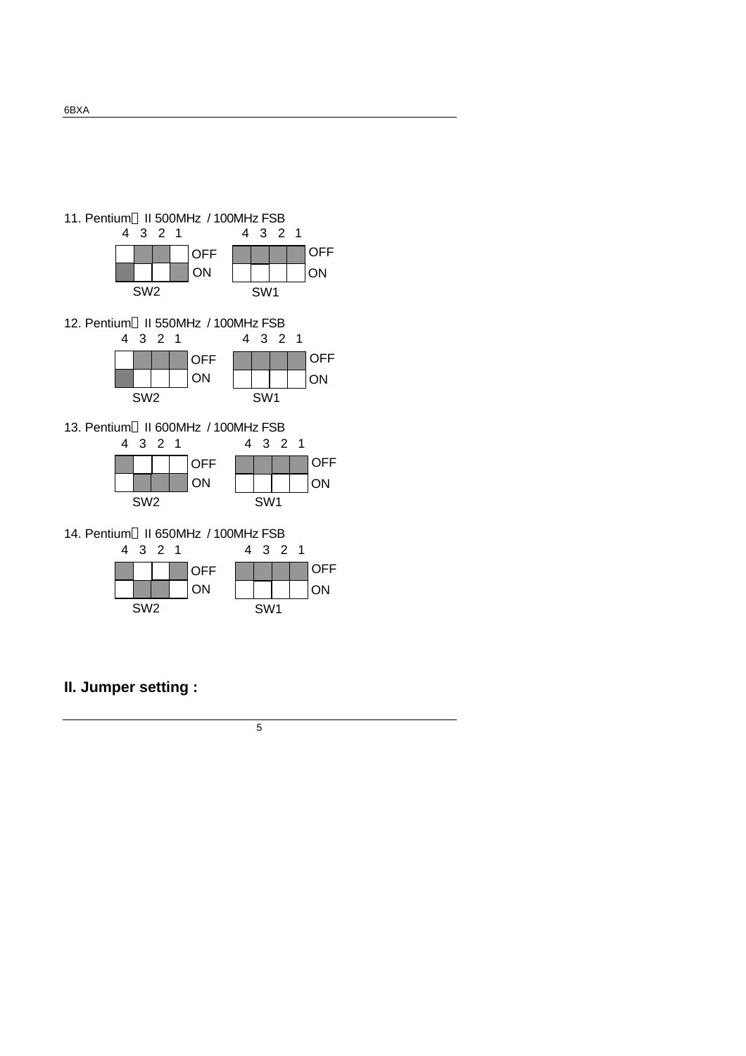11. Pentium II 500MHz / 100MHz FSB

| SW2 | 4 | 3 | 2 | 1 |
|---|---|---|---|---|
| Setting | ON | OFF | OFF | ON |

| SW1 | 4 | 3 | 2 | 1 |
|---|---|---|---|---|
| Setting | OFF | OFF | OFF | OFF |

12. Pentium II 550MHz / 100MHz FSB

| SW2 | 4 | 3 | 2 | 1 |
|---|---|---|---|---|
| Setting | ON | OFF | OFF | OFF |

| SW1 | 4 | 3 | 2 | 1 |
|---|---|---|---|---|
| Setting | OFF | OFF | OFF | OFF |

13. Pentium II 600MHz / 100MHz FSB

| SW2 | 4 | 3 | 2 | 1 |
|---|---|---|---|---|
| Setting | OFF | ON | ON | ON |

| SW1 | 4 | 3 | 2 | 1 |
|---|---|---|---|---|
| Setting | OFF | OFF | OFF | OFF |

14. Pentium II 650MHz / 100MHz FSB

| SW2 | 4 | 3 | 2 | 1 |
|---|---|---|---|---|
| Setting | OFF | ON | ON | OFF |

| SW1 | 4 | 3 | 2 | 1 |
|---|---|---|---|---|
| Setting | OFF | OFF | OFF | OFF |

## II. Jumper setting :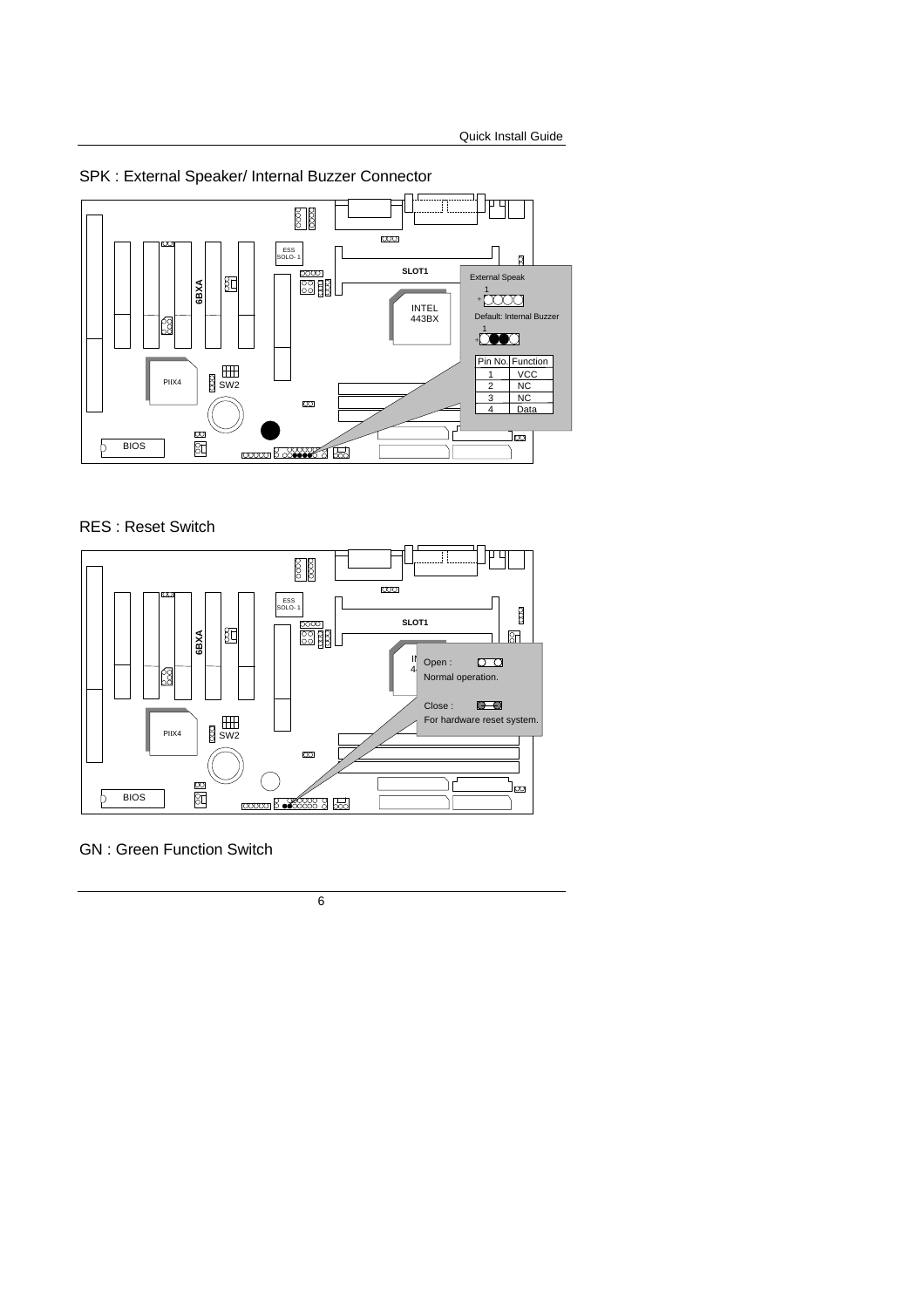SPK : External Speaker/ Internal Buzzer Connector

External Speak

Default: Internal Buzzer

| Pin No. | Function |
| --- | --- |
| 1 | VCC |
| 2 | NC |
| 3 | NC |
| 4 | Data |

RES : Reset Switch

Open : Normal operation.

Close : For hardware reset system.

GN : Green Function Switch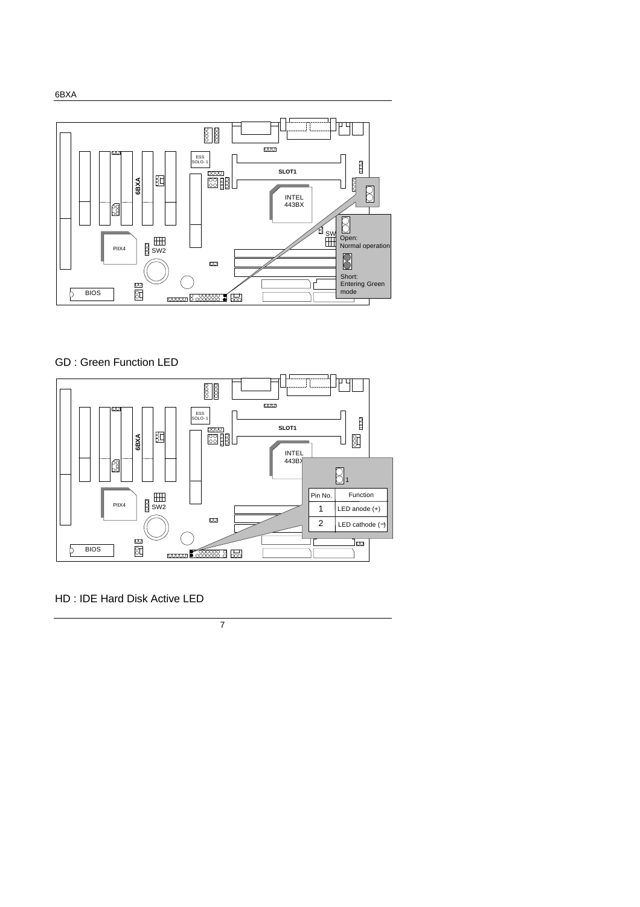Open: Normal operation

Short: Entering Green mode

## GD : Green Function LED

| Pin No. | Function |
| --- | --- |
| 1 | LED anode (+) |
| 2 | LED cathode (−) |

## HD : IDE Hard Disk Active LED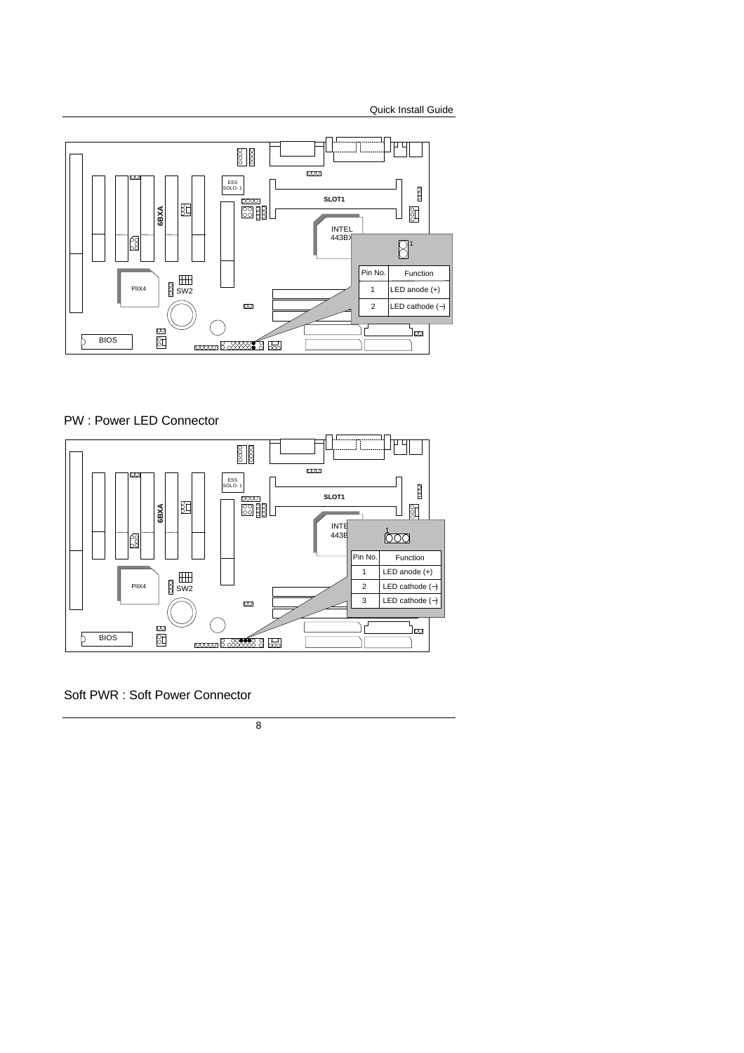| Pin No. | Function |
| --- | --- |
| 1 | LED anode (+) |
| 2 | LED cathode (−) |

PW : Power LED Connector

| Pin No. | Function |
| --- | --- |
| 1 | LED anode (+) |
| 2 | LED cathode (−) |
| 3 | LED cathode (−) |

Soft PWR : Soft Power Connector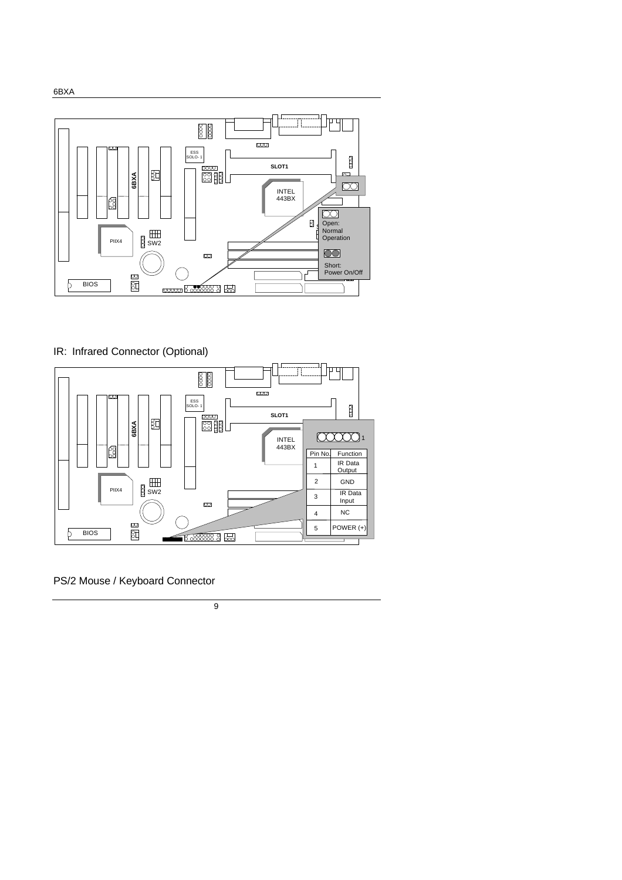Open: Normal Operation

Short: Power On/Off

## IR: Infrared Connector (Optional)

| Pin No. | Function |
|---|---|
| 1 | IR Data Output |
| 2 | GND |
| 3 | IR Data Input |
| 4 | NC |
| 5 | POWER (+) |

## PS/2 Mouse / Keyboard Connector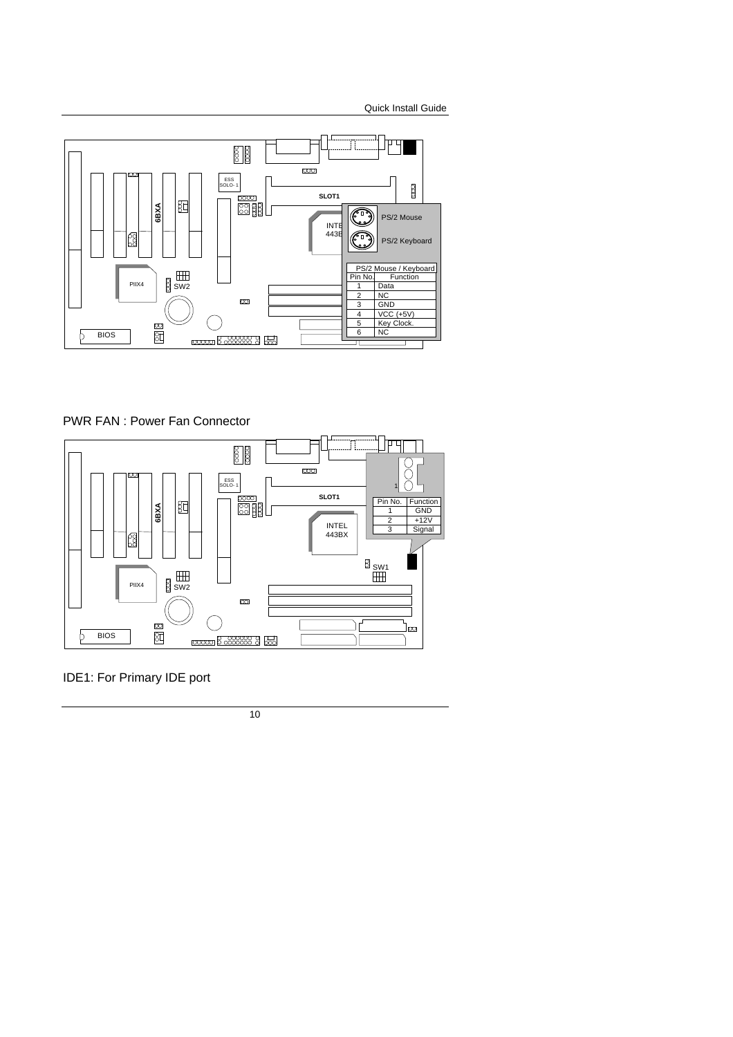| PS/2 Mouse / Keyboard | |
| --- | --- |
| Pin No. | Function |
| 1 | Data |
| 2 | NC |
| 3 | GND |
| 4 | VCC (+5V) |
| 5 | Key Clock. |
| 6 | NC |

PWR FAN : Power Fan Connector

| Pin No. | Function |
| --- | --- |
| 1 | GND |
| 2 | +12V |
| 3 | Signal |

IDE1: For Primary IDE port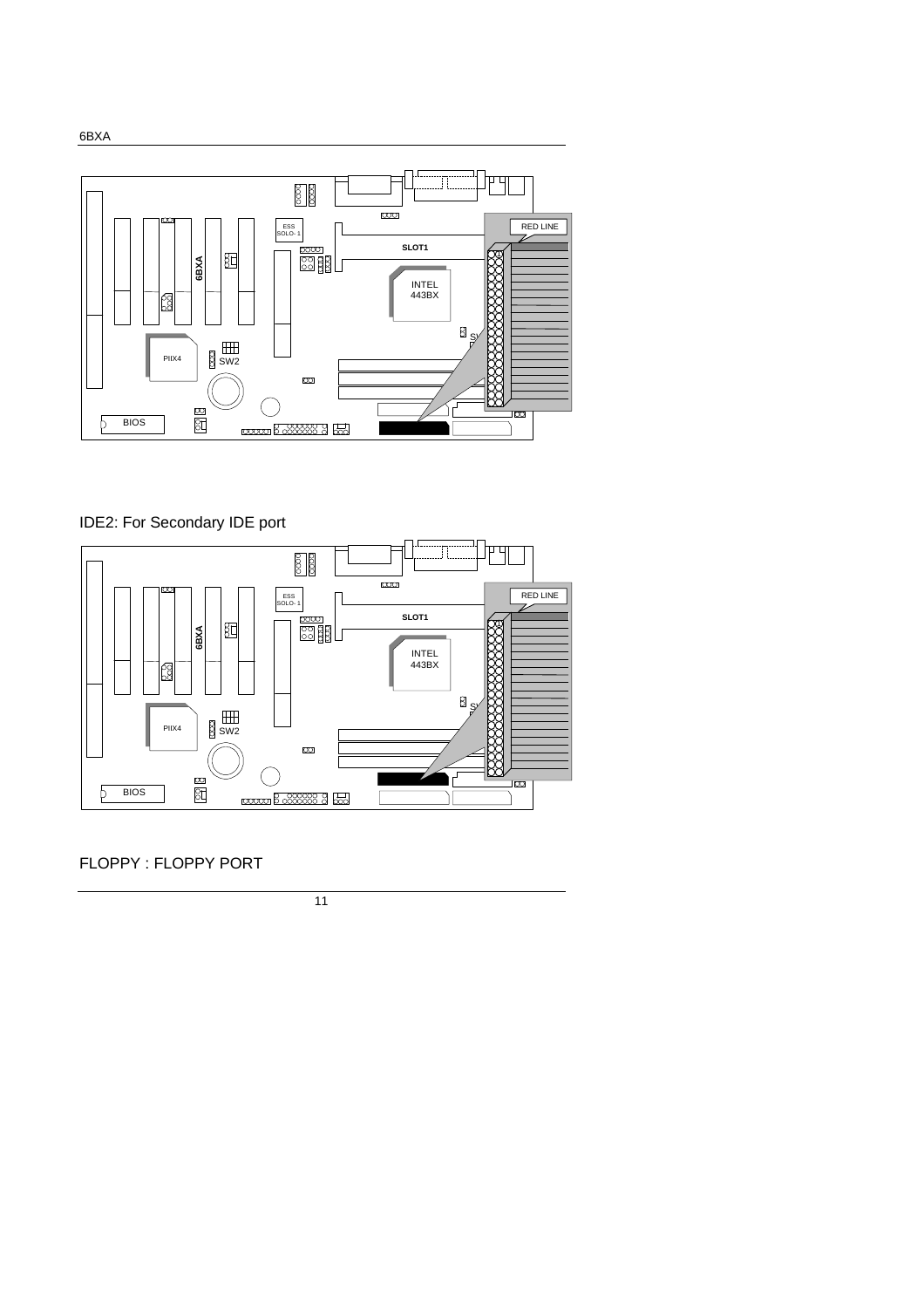IDE2: For Secondary IDE port

FLOPPY : FLOPPY PORT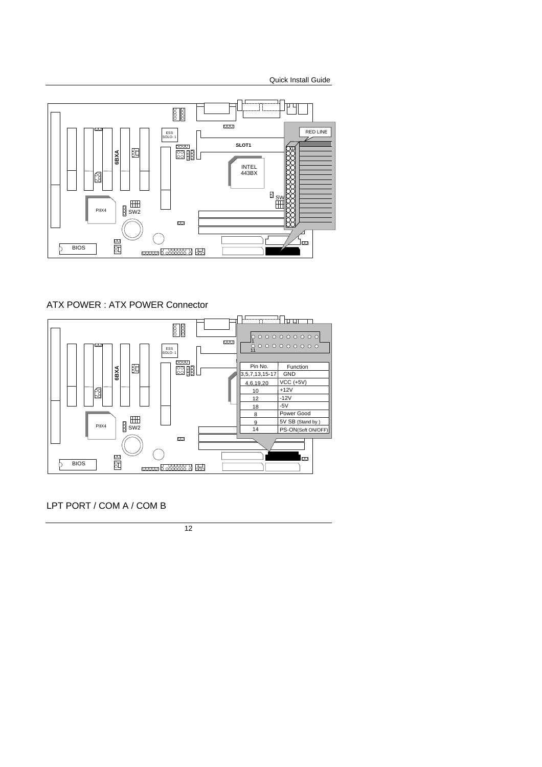ATX POWER : ATX POWER Connector

| Pin No. | Function |
| --- | --- |
| 3,5,7,13,15-17 | GND |
| 4,6,19,20 | VCC (+5V) |
| 10 | +12V |
| 12 | -12V |
| 18 | -5V |
| 8 | Power Good |
| 9 | 5V SB (Stand by ) |
| 14 | PS-ON(Soft ON/OFF) |

LPT PORT / COM A / COM B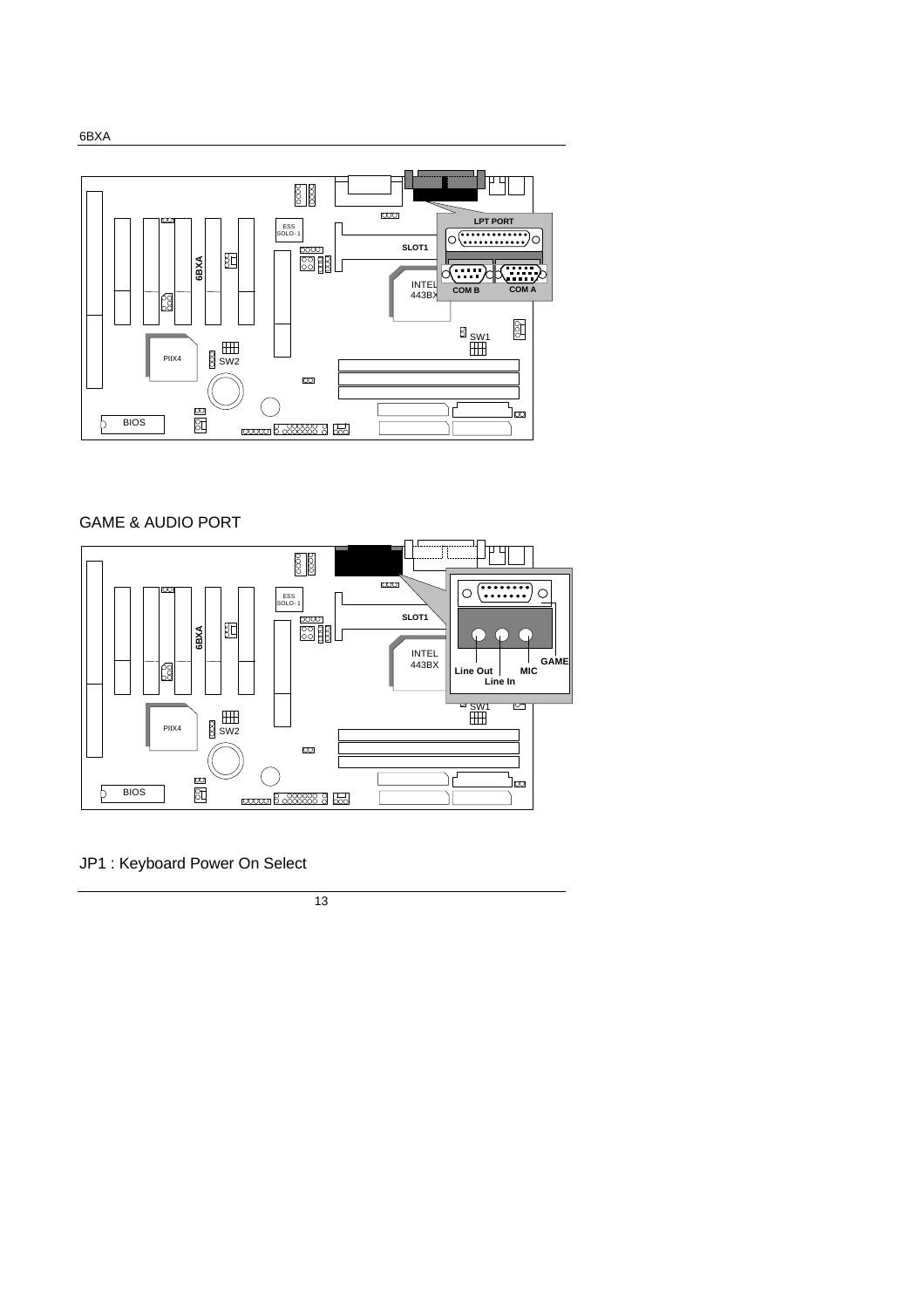GAME & AUDIO PORT

JP1 : Keyboard Power On Select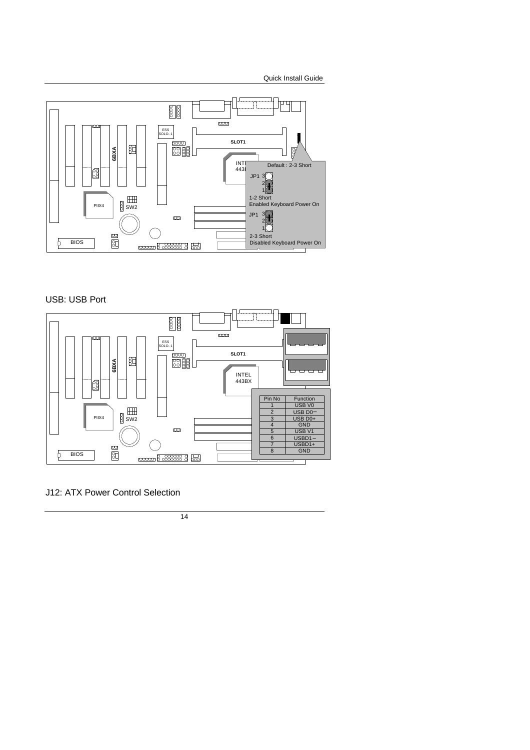Default : 2-3 Short

JP1 3 2 1

1-2 Short
Enabled Keyboard Power On

JP1 3 2 1

2-3 Short
Disabled Keyboard Power On

USB: USB Port

| Pin No | Function |
|---|---|
| 1 | USB V0 |
| 2 | USB D0− |
| 3 | USB D0+ |
| 4 | GND |
| 5 | USB V1 |
| 6 | USBD1− |
| 7 | USBD1+ |
| 8 | GND |

J12: ATX Power Control Selection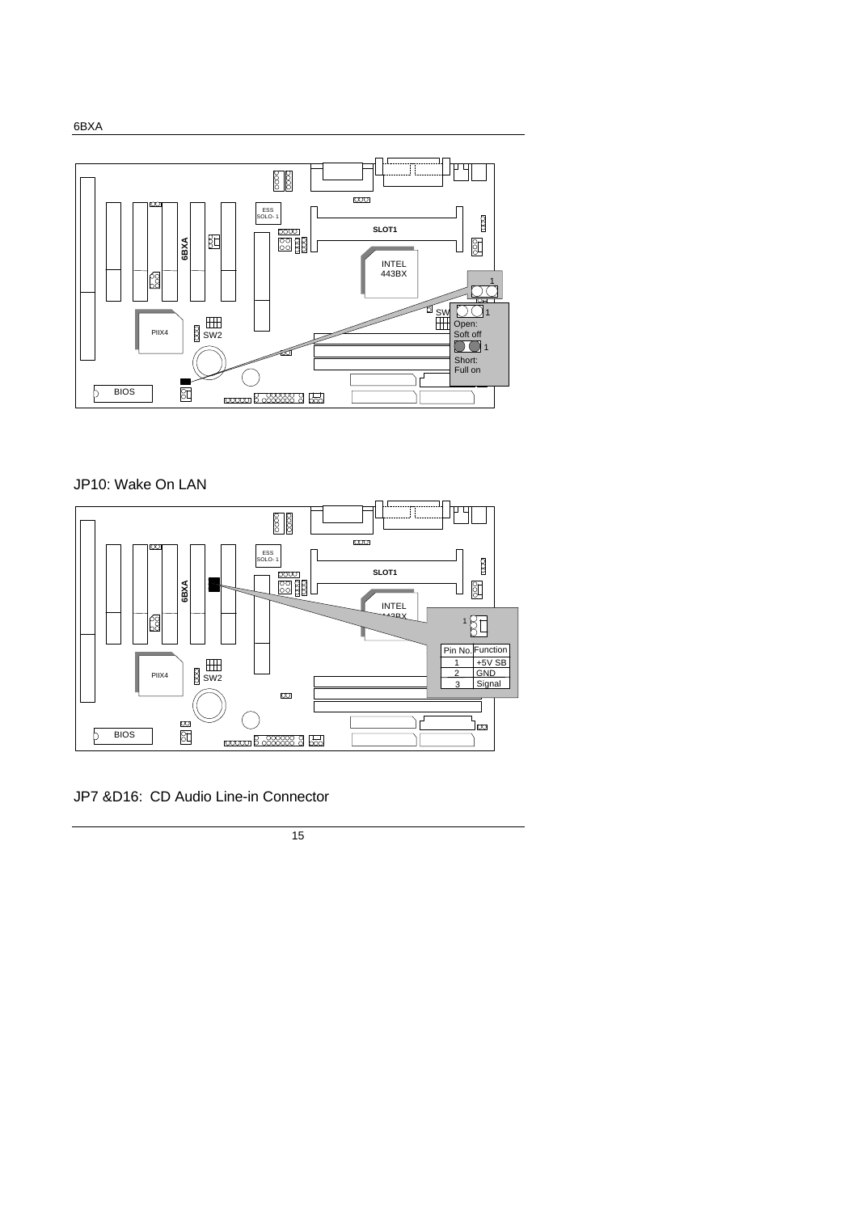Open: Soft off

Short: Full on

## JP10: Wake On LAN

| Pin No. | Function |
| --- | --- |
| 1 | +5V SB |
| 2 | GND |
| 3 | Signal |

## JP7 &D16: CD Audio Line-in Connector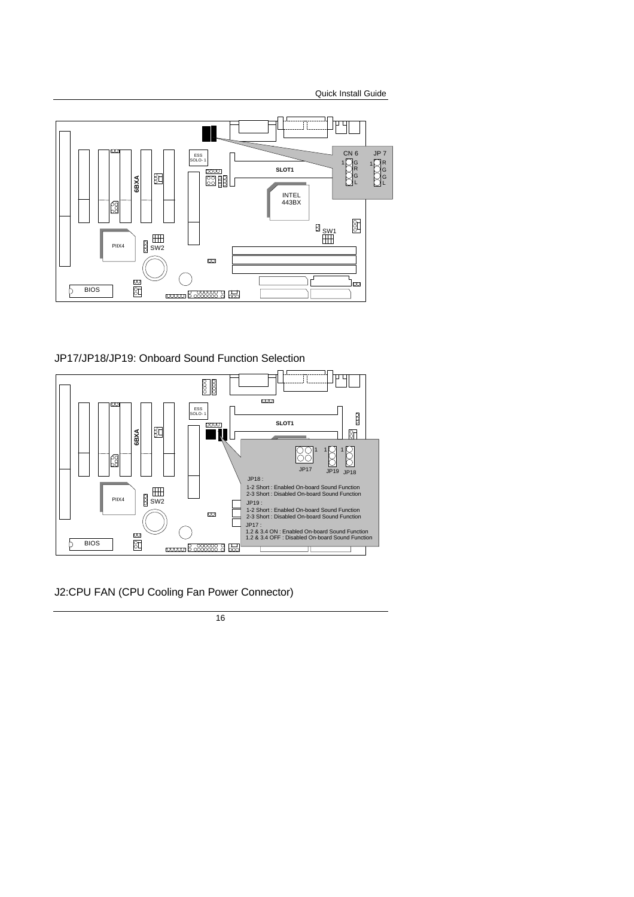CN 6

1 G R G L

JP 7

1 R G G L

## JP17/JP18/JP19: Onboard Sound Function Selection

JP18 :

1-2 Short : Enabled On-board Sound Function

2-3 Short : Disabled On-board Sound Function

JP19 :

1-2 Short : Enabled On-board Sound Function

2-3 Short : Disabled On-board Sound Function

JP17 :

1.2 & 3.4 ON : Enabled On-board Sound Function

1.2 & 3.4 OFF : Disabled On-board Sound Function

## J2:CPU FAN (CPU Cooling Fan Power Connector)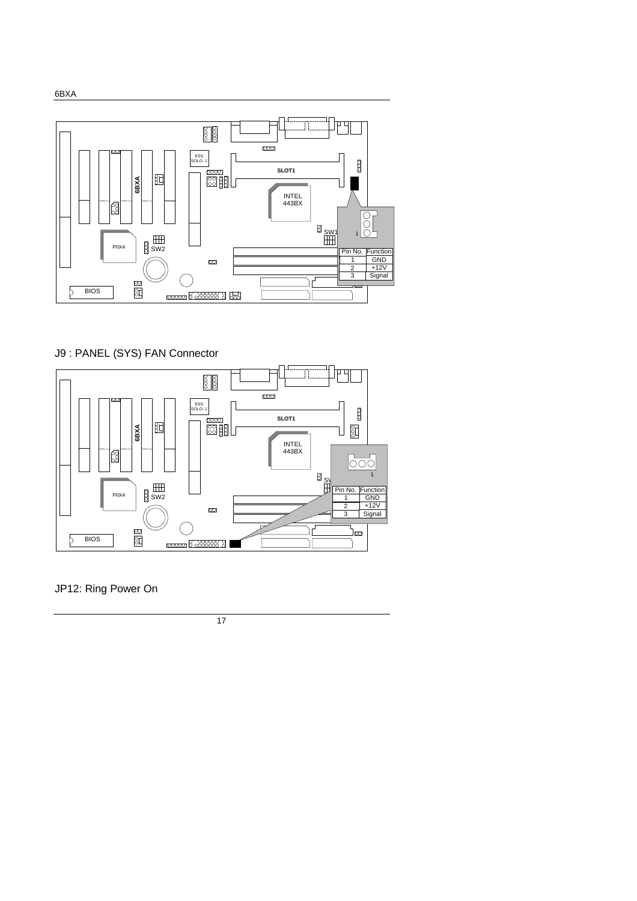| Pin No. | Function |
| --- | --- |
| 1 | GND |
| 2 | +12V |
| 3 | Signal |

J9 : PANEL (SYS) FAN Connector

| Pin No. | Function |
| --- | --- |
| 1 | GND |
| 2 | +12V |
| 3 | Signal |

JP12: Ring Power On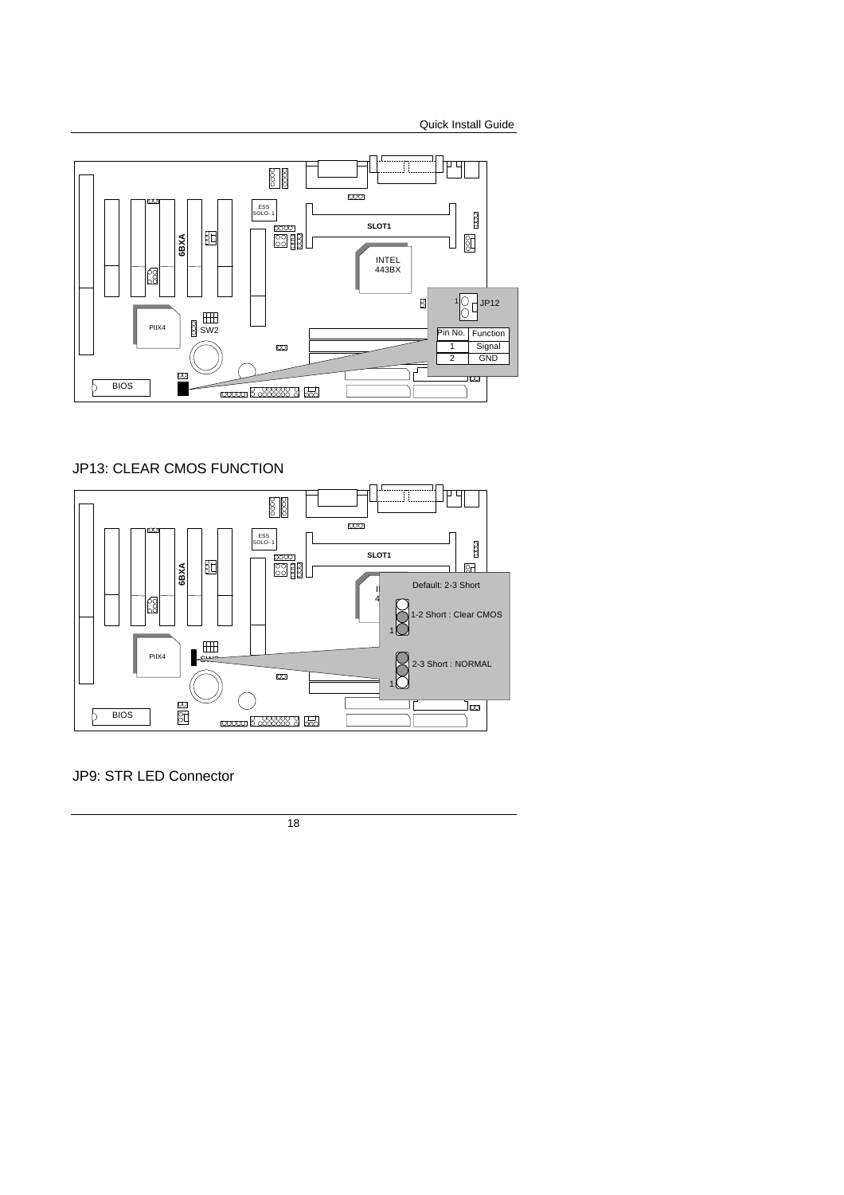| Pin No. | Function |
| --- | --- |
| 1 | Signal |
| 2 | GND |

JP13: CLEAR CMOS FUNCTION

Default: 2-3 Short

1-2 Short : Clear CMOS

2-3 Short : NORMAL

JP9: STR LED Connector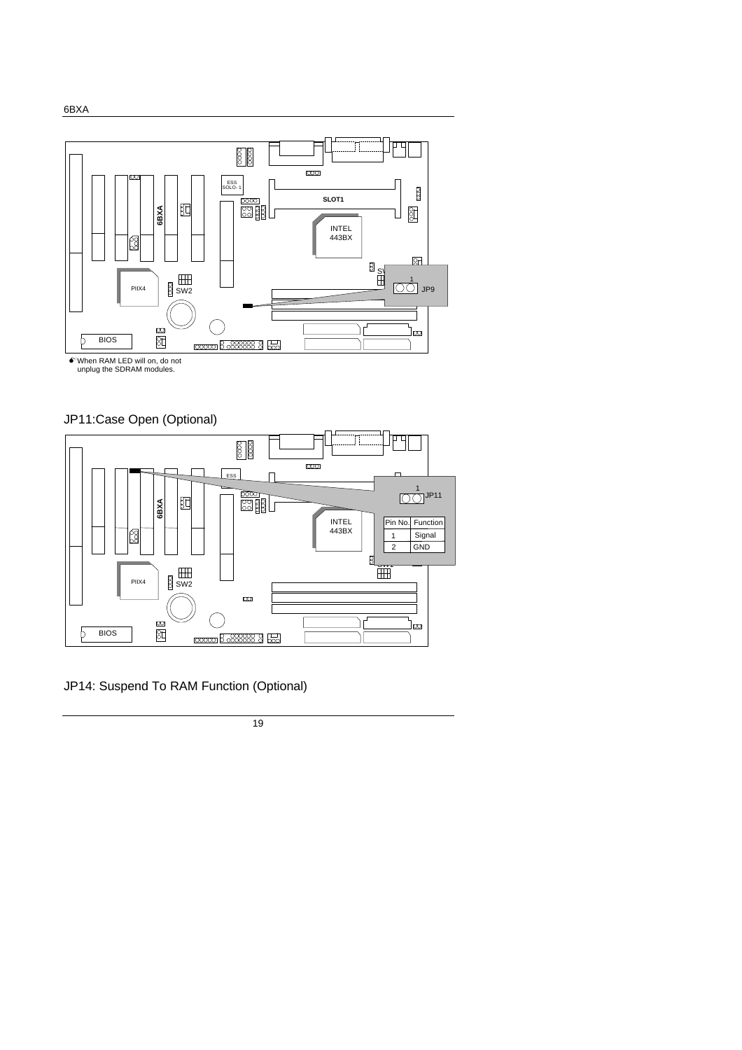* When RAM LED will on, do not unplug the SDRAM modules.

## JP11:Case Open (Optional)

| Pin No. | Function |
|---|---|
| 1 | Signal |
| 2 | GND |

## JP14: Suspend To RAM Function (Optional)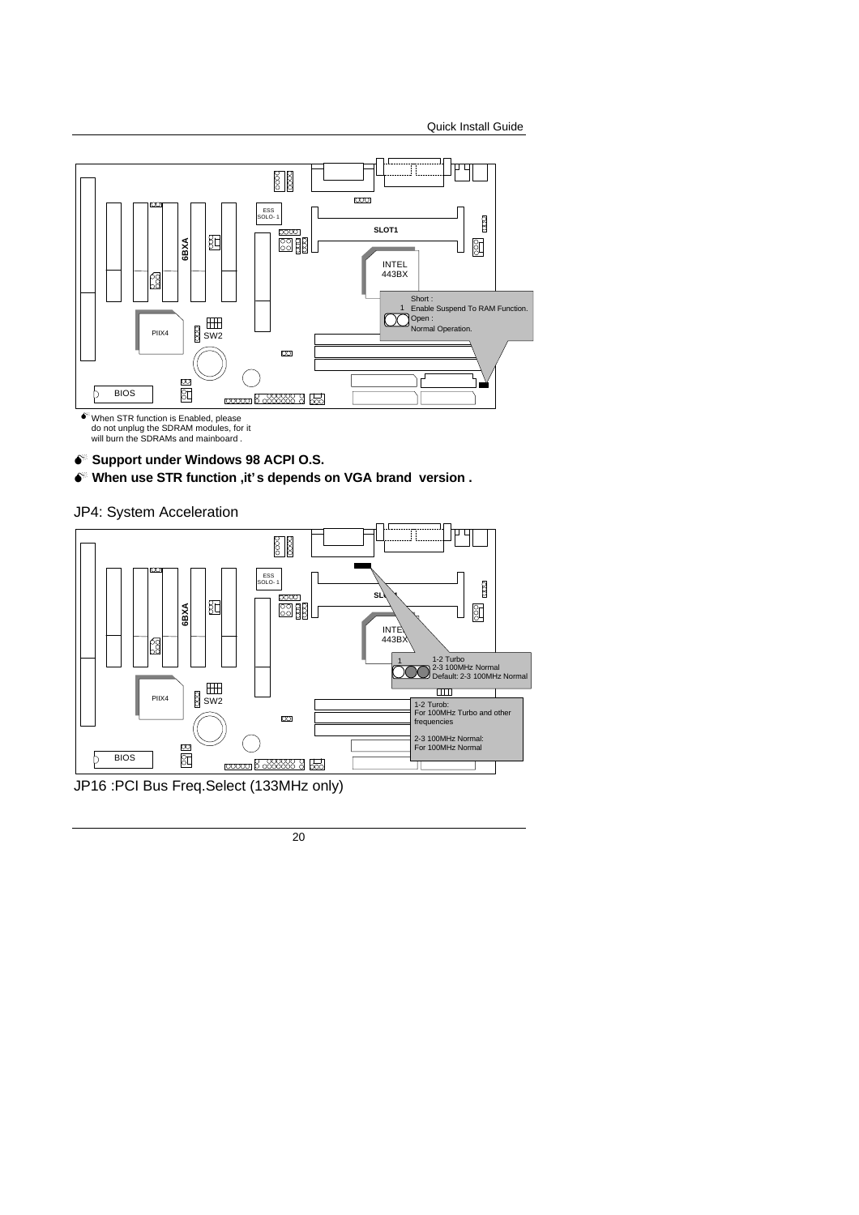Short :
1 Enable Suspend To RAM Function.
Open :
Normal Operation.

- When STR function is Enabled, please do not unplug the SDRAM modules, for it will burn the SDRAMs and mainboard .

- **Support under Windows 98 ACPI O.S.**
- **When use STR function ,it's depends on VGA brand version .**

JP4: System Acceleration

1 1-2 Turbo
2-3 100MHz Normal
Default: 2-3 100MHz Normal

1-2 Turob:
For 100MHz Turbo and other frequencies

2-3 100MHz Normal:
For 100MHz Normal

JP16 :PCI Bus Freq.Select (133MHz only)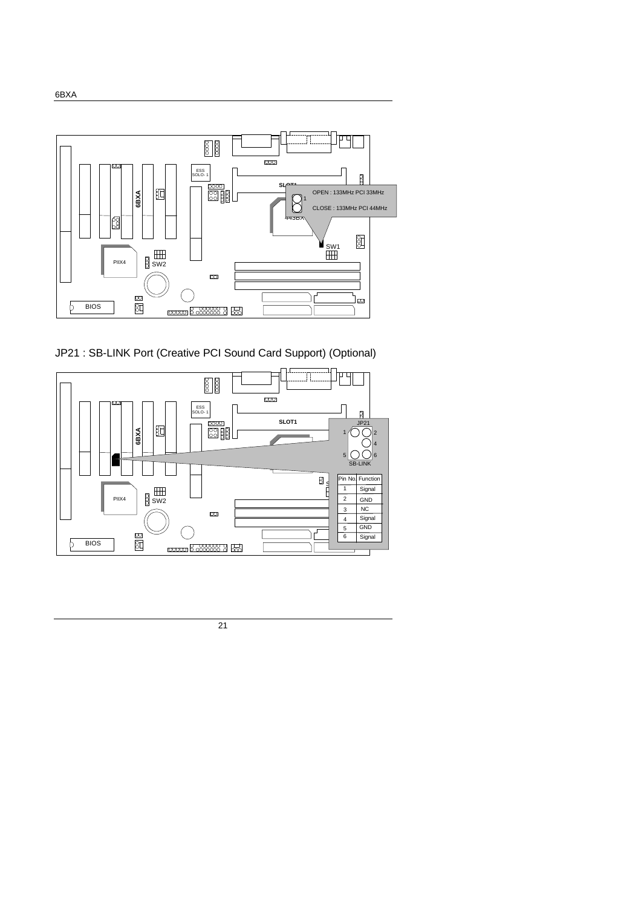OPEN : 133MHz PCI 33MHz

CLOSE : 133MHz PCI 44MHz

JP21 : SB-LINK Port (Creative PCI Sound Card Support) (Optional)

| Pin No. | Function |
| --- | --- |
| 1 | Signal |
| 2 | GND |
| 3 | NC |
| 4 | Signal |
| 5 | GND |
| 6 | Signal |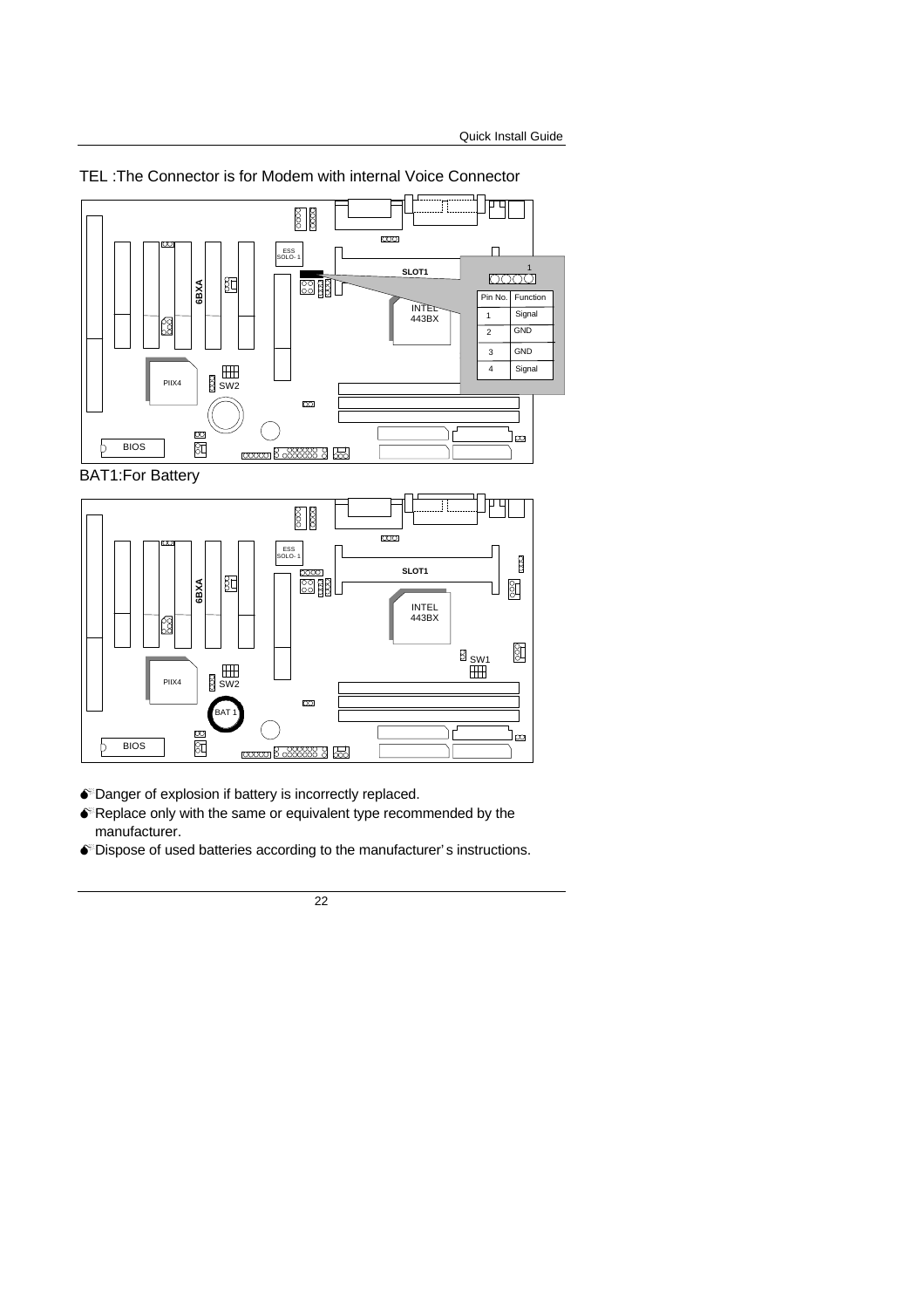TEL :The Connector is for Modem with internal Voice Connector

| Pin No. | Function |
|---|---|
| 1 | Signal |
| 2 | GND |
| 3 | GND |
| 4 | Signal |

BAT1:For Battery

- Danger of explosion if battery is incorrectly replaced.
- Replace only with the same or equivalent type recommended by the manufacturer.
- Dispose of used batteries according to the manufacturer's instructions.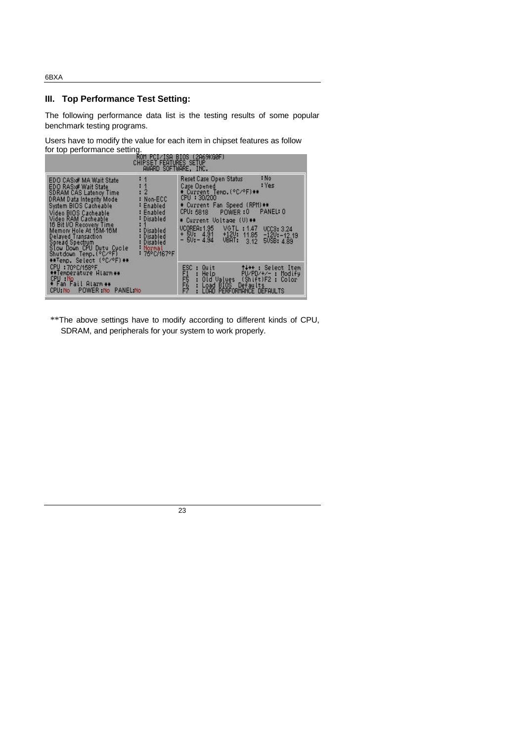## III. Top Performance Test Setting:

The following performance data list is the testing results of some popular benchmark testing programs.

Users have to modify the value for each item in chipset features as follow for top performance setting.

```
ROM PCI/ISA BIOS (2A69KG0F)
CHIPSET FEATURES SETUP
AWARD SOFTWARE, INC.

EDO CASx# MA Wait State       : 1          Reset Case Open Status     : No
EDO RASx# Wait State          : 1          Case Opened                : Yes
SDRAM CAS Latency Time        : 2          * Current Temp.(°C/°F)**
DRAM Data Integrity Mode      : Non-ECC    CPU : 30/200
System BIOS Cacheable         : Enabled    * Current Fan Speed (RPM)**
Video BIOS Cacheable          : Enabled    CPU: 5818   POWER :0   PANEL: 0
Video RAM Cacheable           : Disabled   * Current Voltage (V)**
16 Bit I/O Recovery Time      : 1          VCOREA:1.95   VGTL :1.47   VCC3: 3.24
Memory Hole At 15M-16M        : Disabled   + 5V:  4.91   +12V: 11.85  -12V:-12.19
Delayed Transaction           : Disabled   - 5V:- 4.94   VBAT:  3.12  5VSB: 4.89
Spread Spectrum               : Disabled
Slow Down CPU Duty Cycle      : Normal
Shutdown Temp.(°C/°F)         : 75°C/167°F
**Temp. Select (°C/°F)**
CPU :70°C/158°F                            ESC : Quit         ↑↓→← : Select Item
**Temperature Alarm**                      F1  : Help         PU/PD/+/- : Modify
CPU :No                                    F5  : Old Values   (Shift)F2 : Color
* Fan Fail Alarm**                         F6  : Load BIOS  Defaults
CPU:No    POWER:No   PANEL:No              F7  : LOAD PERFORMANCE DEFAULTS
```

**The above settings have to modify according to different kinds of CPU, SDRAM, and peripherals for your system to work properly.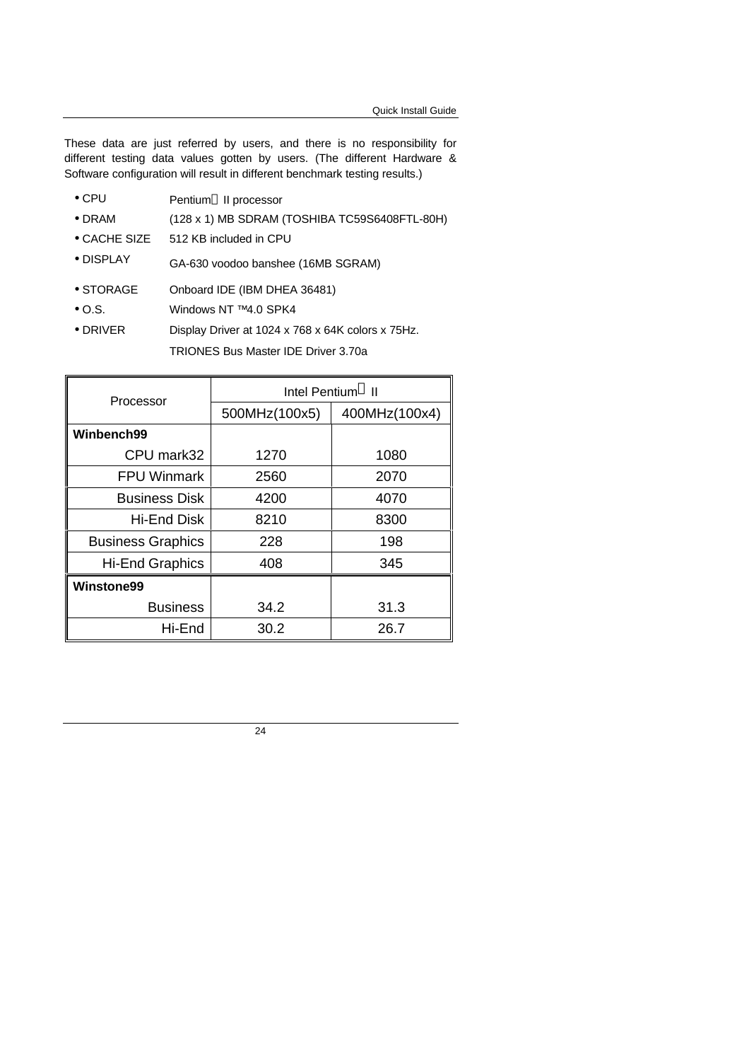These data are just referred by users, and there is no responsibility for different testing data values gotten by users. (The different Hardware & Software configuration will result in different benchmark testing results.)

- CPU Pentium II processor
- DRAM (128 x 1) MB SDRAM (TOSHIBA TC59S6408FTL-80H)
- CACHE SIZE 512 KB included in CPU
- DISPLAY GA-630 voodoo banshee (16MB SGRAM)
- STORAGE Onboard IDE (IBM DHEA 36481)
- O.S. Windows NT ™4.0 SPK4
- DRIVER Display Driver at 1024 x 768 x 64K colors x 75Hz.
  TRIONES Bus Master IDE Driver 3.70a

| Processor | Intel Pentium II | |
|---|---|---|
| | 500MHz(100x5) | 400MHz(100x4) |
| **Winbench99** | | |
| CPU mark32 | 1270 | 1080 |
| FPU Winmark | 2560 | 2070 |
| Business Disk | 4200 | 4070 |
| Hi-End Disk | 8210 | 8300 |
| Business Graphics | 228 | 198 |
| Hi-End Graphics | 408 | 345 |
| **Winstone99** | | |
| Business | 34.2 | 31.3 |
| Hi-End | 30.2 | 26.7 |